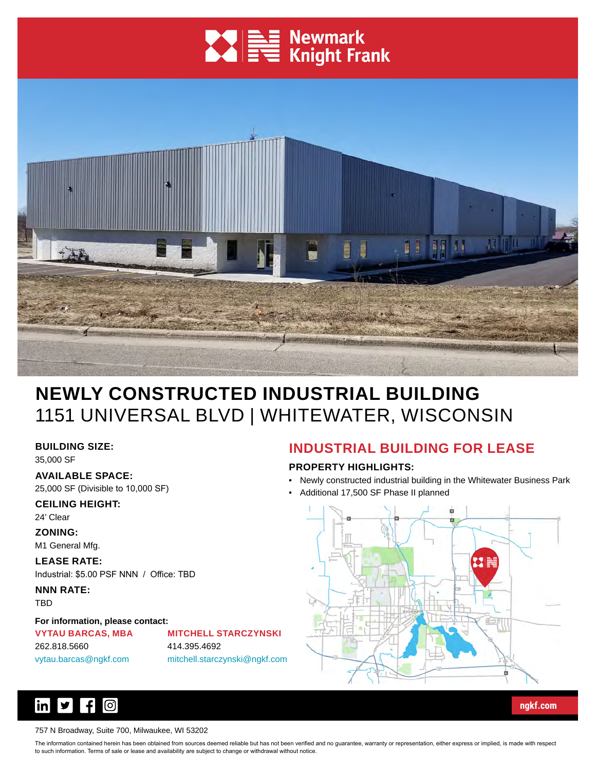# NEWLY CONSTRUCTED INDUSTRIAL BUILDING

## 1151 UNIVERSAL BLVD | WHITEWATER, WISCONSIN

**BUILDING SIZE:**
35,000 SF

**AVAILABLE SPACE:**
25,000 SF (Divisible to 10,000 SF)

**CEILING HEIGHT:**
24' Clear

**ZONING:**
M1 General Mfg.

**LEASE RATE:**
Industrial: $5.00 PSF NNN / Office: TBD

**NNN RATE:**
TBD

**For information, please contact:**

**VYTAU BARCAS, MBA**
262.818.5660
vytau.barcas@ngkf.com

**MITCHELL STARCZYNSKI**
414.395.4692
mitchell.starczynski@ngkf.com

## INDUSTRIAL BUILDING FOR LEASE

**PROPERTY HIGHLIGHTS:**

- Newly constructed industrial building in the Whitewater Business Park
- Additional 17,500 SF Phase II planned

ngkf.com

757 N Broadway, Suite 700, Milwaukee, WI 53202

The information contained herein has been obtained from sources deemed reliable but has not been verified and no guarantee, warranty or representation, either express or implied, is made with respect to such information. Terms of sale or lease and availability are subject to change or withdrawal without notice.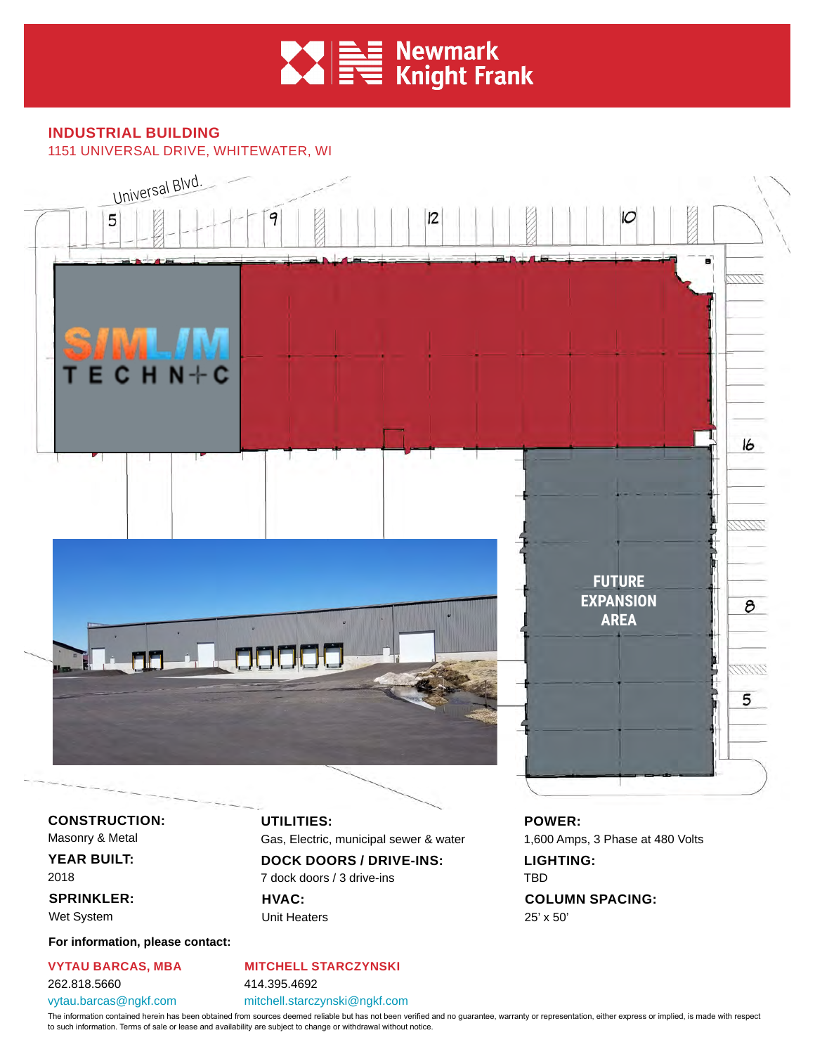Newmark Knight Frank

## INDUSTRIAL BUILDING

1151 UNIVERSAL DRIVE, WHITEWATER, WI

Universal Blvd.

FUTURE EXPANSION AREA

**CONSTRUCTION:**
Masonry & Metal

**YEAR BUILT:**
2018

**SPRINKLER:**
Wet System

**UTILITIES:**
Gas, Electric, municipal sewer & water

**DOCK DOORS / DRIVE-INS:**
7 dock doors / 3 drive-ins

**HVAC:**
Unit Heaters

**POWER:**
1,600 Amps, 3 Phase at 480 Volts

**LIGHTING:**
TBD

**COLUMN SPACING:**
25' x 50'

**For information, please contact:**

**VYTAU BARCAS, MBA**
262.818.5660
vytau.barcas@ngkf.com

**MITCHELL STARCZYNSKI**
414.395.4692
mitchell.starczynski@ngkf.com

The information contained herein has been obtained from sources deemed reliable but has not been verified and no guarantee, warranty or representation, either express or implied, is made with respect to such information. Terms of sale or lease and availability are subject to change or withdrawal without notice.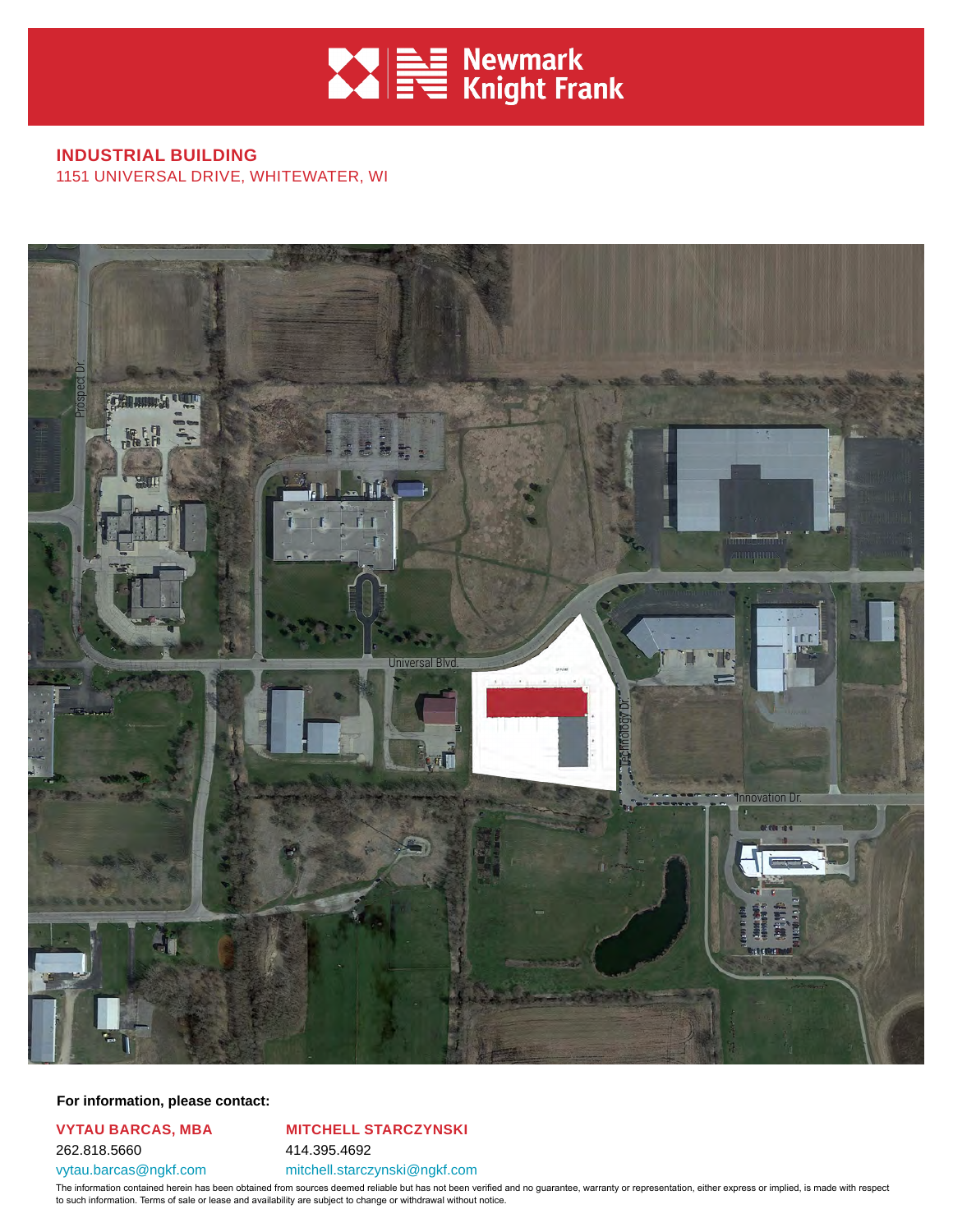# Newmark Knight Frank

## INDUSTRIAL BUILDING

1151 UNIVERSAL DRIVE, WHITEWATER, WI

**For information, please contact:**

**VYTAU BARCAS, MBA**
262.818.5660
vytau.barcas@ngkf.com

**MITCHELL STARCZYNSKI**
414.395.4692
mitchell.starczynski@ngkf.com

The information contained herein has been obtained from sources deemed reliable but has not been verified and no guarantee, warranty or representation, either express or implied, is made with respect to such information. Terms of sale or lease and availability are subject to change or withdrawal without notice.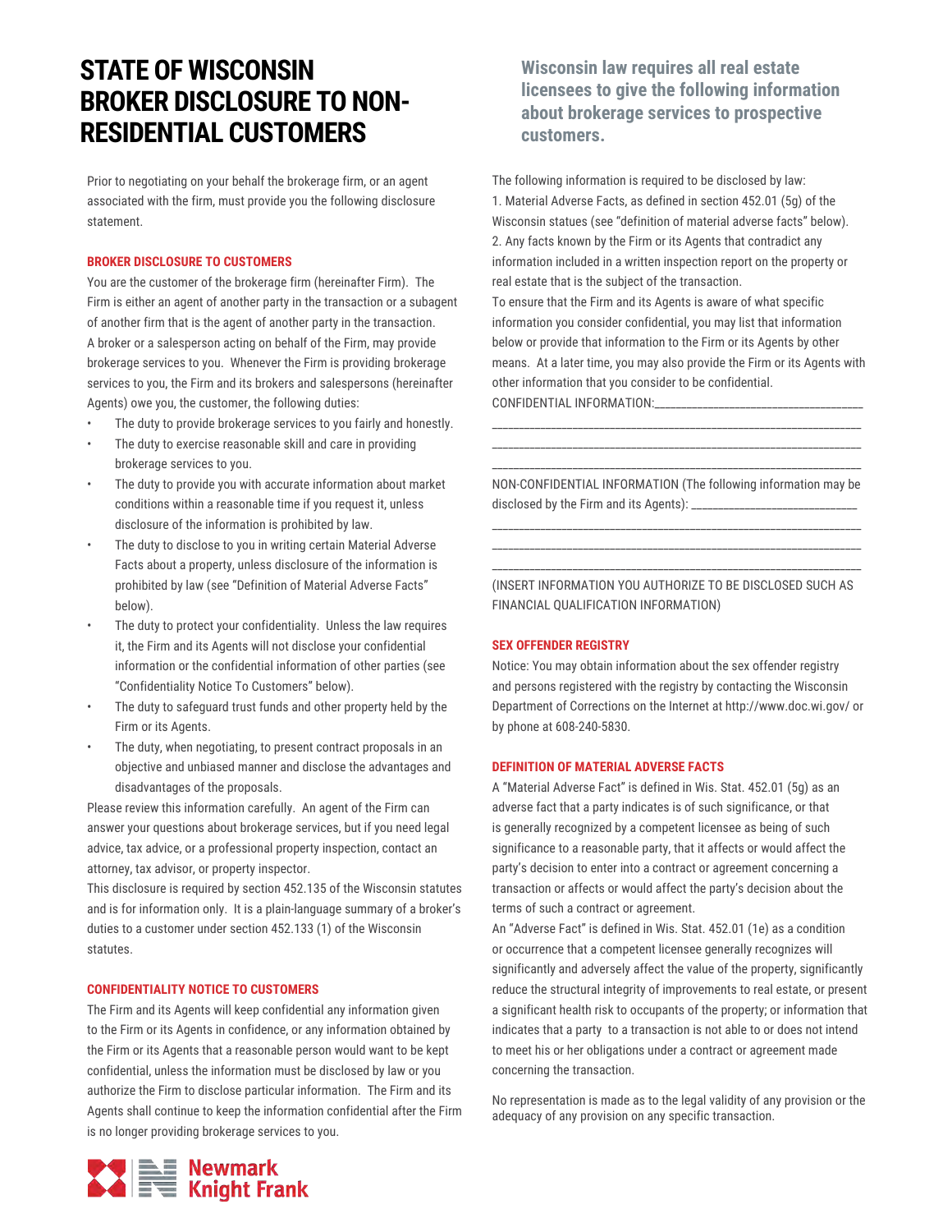# STATE OF WISCONSIN BROKER DISCLOSURE TO NON-RESIDENTIAL CUSTOMERS

Prior to negotiating on your behalf the brokerage firm, or an agent associated with the firm, must provide you the following disclosure statement.

### BROKER DISCLOSURE TO CUSTOMERS

You are the customer of the brokerage firm (hereinafter Firm). The Firm is either an agent of another party in the transaction or a subagent of another firm that is the agent of another party in the transaction. A broker or a salesperson acting on behalf of the Firm, may provide brokerage services to you. Whenever the Firm is providing brokerage services to you, the Firm and its brokers and salespersons (hereinafter Agents) owe you, the customer, the following duties:

- The duty to provide brokerage services to you fairly and honestly.
- The duty to exercise reasonable skill and care in providing brokerage services to you.
- The duty to provide you with accurate information about market conditions within a reasonable time if you request it, unless disclosure of the information is prohibited by law.
- The duty to disclose to you in writing certain Material Adverse Facts about a property, unless disclosure of the information is prohibited by law (see "Definition of Material Adverse Facts" below).
- The duty to protect your confidentiality. Unless the law requires it, the Firm and its Agents will not disclose your confidential information or the confidential information of other parties (see "Confidentiality Notice To Customers" below).
- The duty to safeguard trust funds and other property held by the Firm or its Agents.
- The duty, when negotiating, to present contract proposals in an objective and unbiased manner and disclose the advantages and disadvantages of the proposals.

Please review this information carefully. An agent of the Firm can answer your questions about brokerage services, but if you need legal advice, tax advice, or a professional property inspection, contact an attorney, tax advisor, or property inspector.

This disclosure is required by section 452.135 of the Wisconsin statutes and is for information only. It is a plain-language summary of a broker's duties to a customer under section 452.133 (1) of the Wisconsin statutes.

### CONFIDENTIALITY NOTICE TO CUSTOMERS

The Firm and its Agents will keep confidential any information given to the Firm or its Agents in confidence, or any information obtained by the Firm or its Agents that a reasonable person would want to be kept confidential, unless the information must be disclosed by law or you authorize the Firm to disclose particular information. The Firm and its Agents shall continue to keep the information confidential after the Firm is no longer providing brokerage services to you.

## Wisconsin law requires all real estate licensees to give the following information about brokerage services to prospective customers.

The following information is required to be disclosed by law:

1. Material Adverse Facts, as defined in section 452.01 (5g) of the Wisconsin statues (see "definition of material adverse facts" below).
2. Any facts known by the Firm or its Agents that contradict any information included in a written inspection report on the property or real estate that is the subject of the transaction.

To ensure that the Firm and its Agents is aware of what specific information you consider confidential, you may list that information below or provide that information to the Firm or its Agents by other means. At a later time, you may also provide the Firm or its Agents with other information that you consider to be confidential.

CONFIDENTIAL INFORMATION:___________________________________

_____________________________________________________________________

_____________________________________________________________________

_____________________________________________________________________

NON-CONFIDENTIAL INFORMATION (The following information may be disclosed by the Firm and its Agents): ____________________________

_____________________________________________________________________

_____________________________________________________________________

_____________________________________________________________________

(INSERT INFORMATION YOU AUTHORIZE TO BE DISCLOSED SUCH AS FINANCIAL QUALIFICATION INFORMATION)

### SEX OFFENDER REGISTRY

Notice: You may obtain information about the sex offender registry and persons registered with the registry by contacting the Wisconsin Department of Corrections on the Internet at http://www.doc.wi.gov/ or by phone at 608-240-5830.

### DEFINITION OF MATERIAL ADVERSE FACTS

A "Material Adverse Fact" is defined in Wis. Stat. 452.01 (5g) as an adverse fact that a party indicates is of such significance, or that is generally recognized by a competent licensee as being of such significance to a reasonable party, that it affects or would affect the party's decision to enter into a contract or agreement concerning a transaction or affects or would affect the party's decision about the terms of such a contract or agreement.

An "Adverse Fact" is defined in Wis. Stat. 452.01 (1e) as a condition or occurrence that a competent licensee generally recognizes will significantly and adversely affect the value of the property, significantly reduce the structural integrity of improvements to real estate, or present a significant health risk to occupants of the property; or information that indicates that a party to a transaction is not able to or does not intend to meet his or her obligations under a contract or agreement made concerning the transaction.

No representation is made as to the legal validity of any provision or the adequacy of any provision on any specific transaction.

Newmark Knight Frank